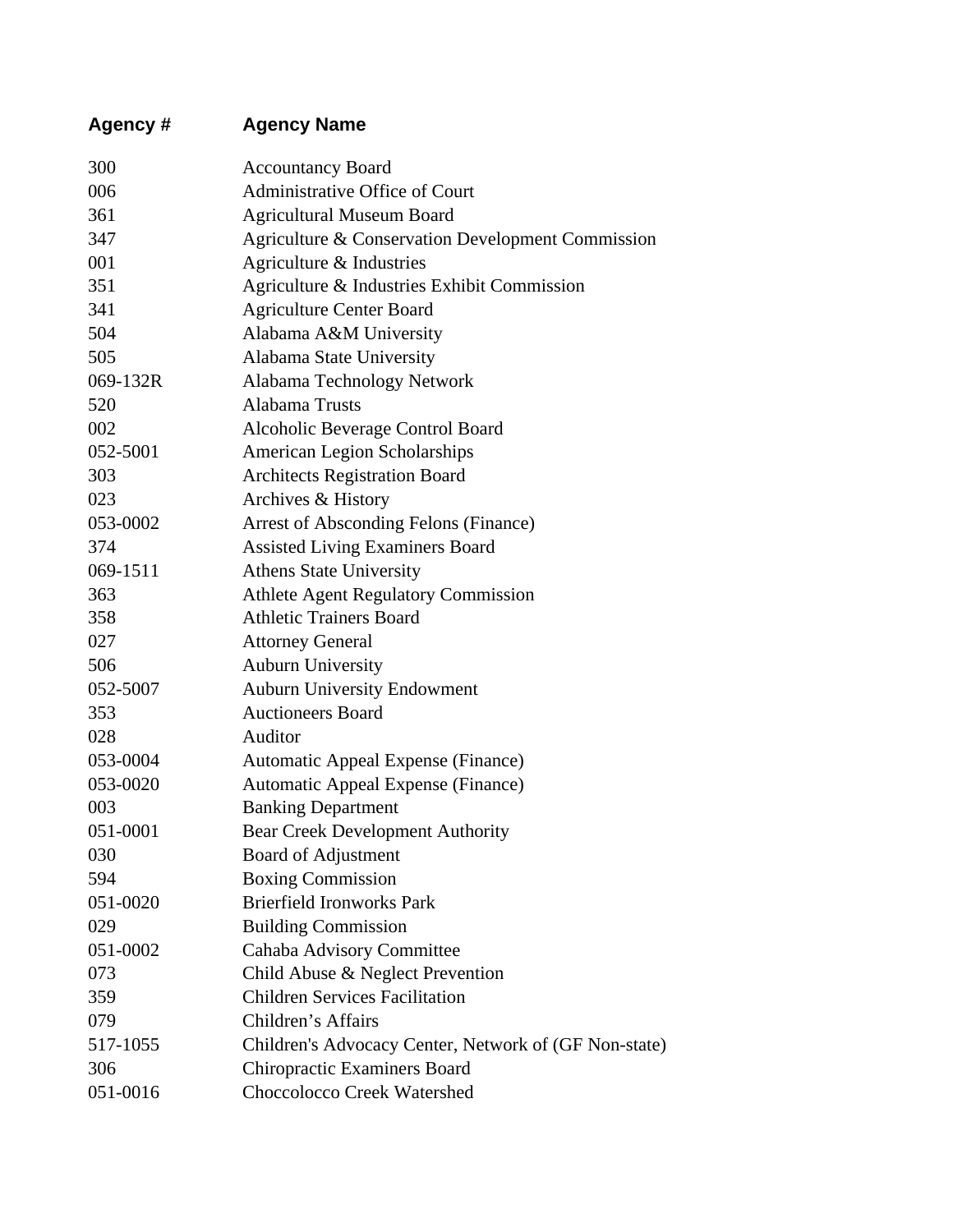| Agency # | Agency Name |
|---|---|
| 300 | Accountancy Board |
| 006 | Administrative Office of Court |
| 361 | Agricultural Museum Board |
| 347 | Agriculture & Conservation Development Commission |
| 001 | Agriculture & Industries |
| 351 | Agriculture & Industries Exhibit Commission |
| 341 | Agriculture Center Board |
| 504 | Alabama A&M University |
| 505 | Alabama State University |
| 069-132R | Alabama Technology Network |
| 520 | Alabama Trusts |
| 002 | Alcoholic Beverage Control Board |
| 052-5001 | American Legion Scholarships |
| 303 | Architects Registration Board |
| 023 | Archives & History |
| 053-0002 | Arrest of Absconding Felons (Finance) |
| 374 | Assisted Living Examiners Board |
| 069-1511 | Athens State University |
| 363 | Athlete Agent Regulatory Commission |
| 358 | Athletic Trainers Board |
| 027 | Attorney General |
| 506 | Auburn University |
| 052-5007 | Auburn University Endowment |
| 353 | Auctioneers Board |
| 028 | Auditor |
| 053-0004 | Automatic Appeal Expense (Finance) |
| 053-0020 | Automatic Appeal Expense (Finance) |
| 003 | Banking Department |
| 051-0001 | Bear Creek Development Authority |
| 030 | Board of Adjustment |
| 594 | Boxing Commission |
| 051-0020 | Brierfield Ironworks Park |
| 029 | Building Commission |
| 051-0002 | Cahaba Advisory Committee |
| 073 | Child Abuse & Neglect Prevention |
| 359 | Children Services Facilitation |
| 079 | Children’s Affairs |
| 517-1055 | Children's Advocacy Center, Network of (GF Non-state) |
| 306 | Chiropractic Examiners Board |
| 051-0016 | Choccolocco Creek Watershed |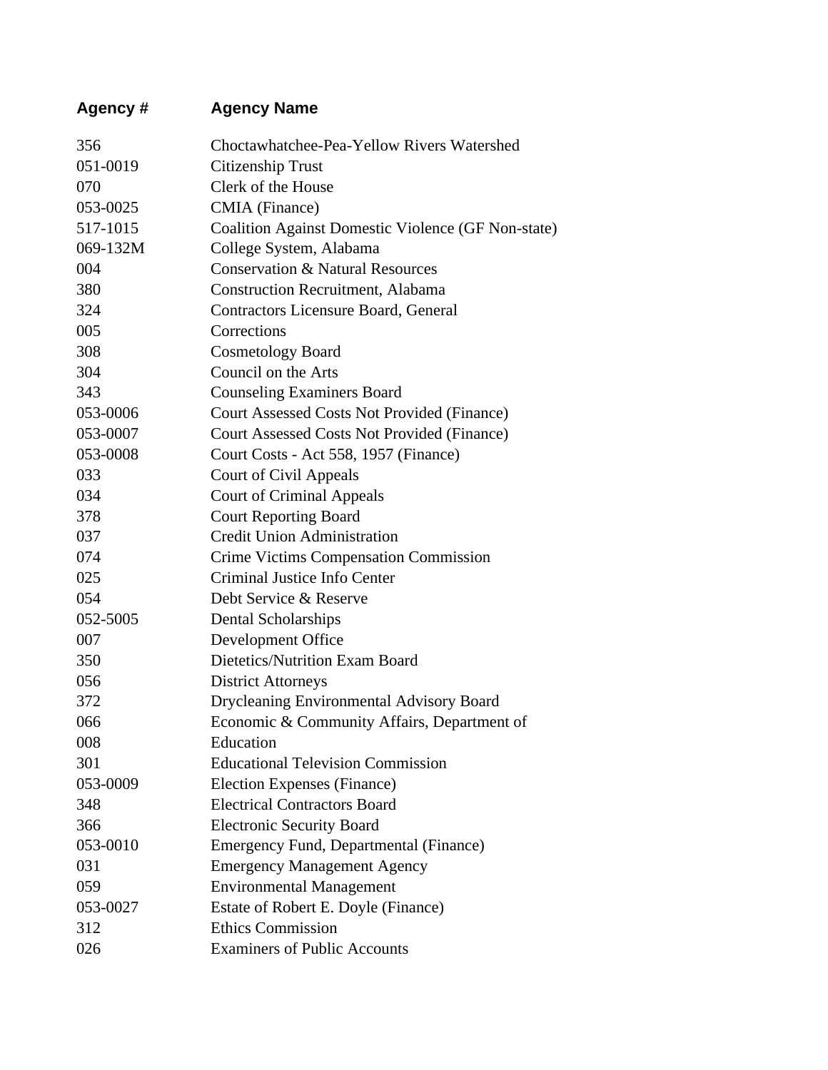| Agency # | Agency Name |
| --- | --- |
| 356 | Choctawhatchee-Pea-Yellow Rivers Watershed |
| 051-0019 | Citizenship Trust |
| 070 | Clerk of the House |
| 053-0025 | CMIA (Finance) |
| 517-1015 | Coalition Against Domestic Violence (GF Non-state) |
| 069-132M | College System, Alabama |
| 004 | Conservation & Natural Resources |
| 380 | Construction Recruitment, Alabama |
| 324 | Contractors Licensure Board, General |
| 005 | Corrections |
| 308 | Cosmetology Board |
| 304 | Council on the Arts |
| 343 | Counseling Examiners Board |
| 053-0006 | Court Assessed Costs Not Provided (Finance) |
| 053-0007 | Court Assessed Costs Not Provided (Finance) |
| 053-0008 | Court Costs - Act 558, 1957 (Finance) |
| 033 | Court of Civil Appeals |
| 034 | Court of Criminal Appeals |
| 378 | Court Reporting Board |
| 037 | Credit Union Administration |
| 074 | Crime Victims Compensation Commission |
| 025 | Criminal Justice Info Center |
| 054 | Debt Service & Reserve |
| 052-5005 | Dental Scholarships |
| 007 | Development Office |
| 350 | Dietetics/Nutrition Exam Board |
| 056 | District Attorneys |
| 372 | Drycleaning Environmental Advisory Board |
| 066 | Economic & Community Affairs, Department of |
| 008 | Education |
| 301 | Educational Television Commission |
| 053-0009 | Election Expenses (Finance) |
| 348 | Electrical Contractors Board |
| 366 | Electronic Security Board |
| 053-0010 | Emergency Fund, Departmental (Finance) |
| 031 | Emergency Management Agency |
| 059 | Environmental Management |
| 053-0027 | Estate of Robert E. Doyle (Finance) |
| 312 | Ethics Commission |
| 026 | Examiners of Public Accounts |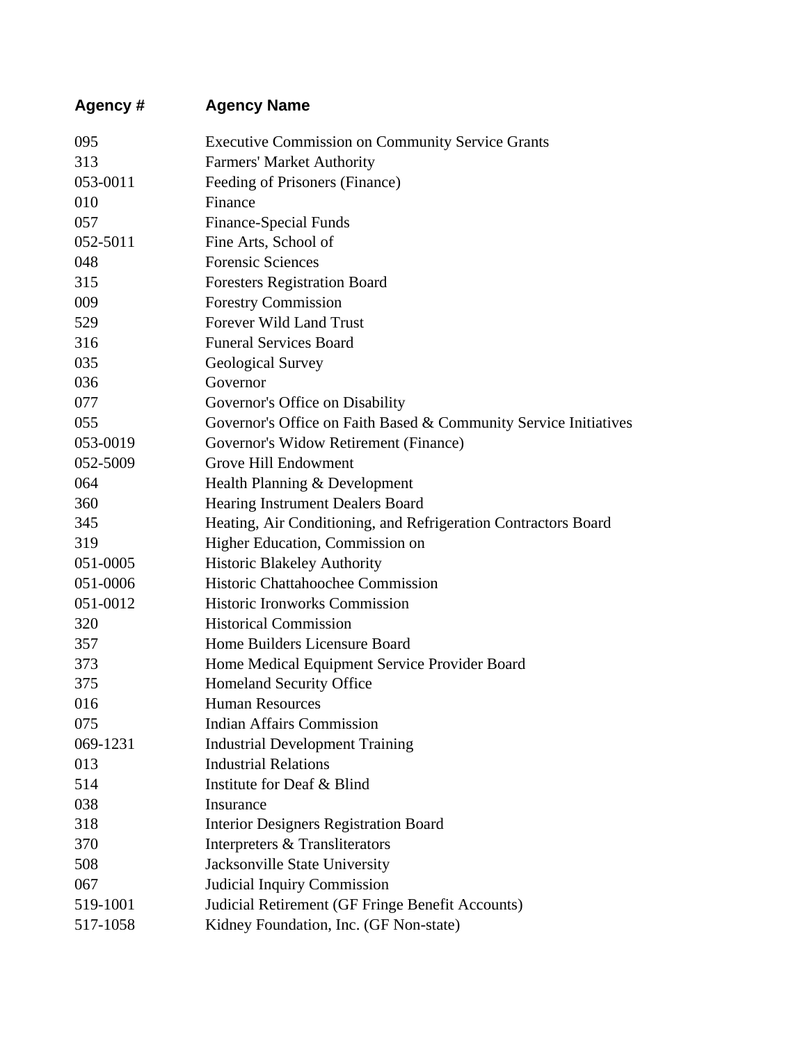| Agency # | Agency Name |
| --- | --- |
| 095 | Executive Commission on Community Service Grants |
| 313 | Farmers' Market Authority |
| 053-0011 | Feeding of Prisoners (Finance) |
| 010 | Finance |
| 057 | Finance-Special Funds |
| 052-5011 | Fine Arts, School of |
| 048 | Forensic Sciences |
| 315 | Foresters Registration Board |
| 009 | Forestry Commission |
| 529 | Forever Wild Land Trust |
| 316 | Funeral Services Board |
| 035 | Geological Survey |
| 036 | Governor |
| 077 | Governor's Office on Disability |
| 055 | Governor's Office on Faith Based & Community Service Initiatives |
| 053-0019 | Governor's Widow Retirement (Finance) |
| 052-5009 | Grove Hill Endowment |
| 064 | Health Planning & Development |
| 360 | Hearing Instrument Dealers Board |
| 345 | Heating, Air Conditioning, and Refrigeration Contractors Board |
| 319 | Higher Education, Commission on |
| 051-0005 | Historic Blakeley Authority |
| 051-0006 | Historic Chattahoochee Commission |
| 051-0012 | Historic Ironworks Commission |
| 320 | Historical Commission |
| 357 | Home Builders Licensure Board |
| 373 | Home Medical Equipment Service Provider Board |
| 375 | Homeland Security Office |
| 016 | Human Resources |
| 075 | Indian Affairs Commission |
| 069-1231 | Industrial Development Training |
| 013 | Industrial Relations |
| 514 | Institute for Deaf & Blind |
| 038 | Insurance |
| 318 | Interior Designers Registration Board |
| 370 | Interpreters & Transliterators |
| 508 | Jacksonville State University |
| 067 | Judicial Inquiry Commission |
| 519-1001 | Judicial Retirement (GF Fringe Benefit Accounts) |
| 517-1058 | Kidney Foundation, Inc. (GF Non-state) |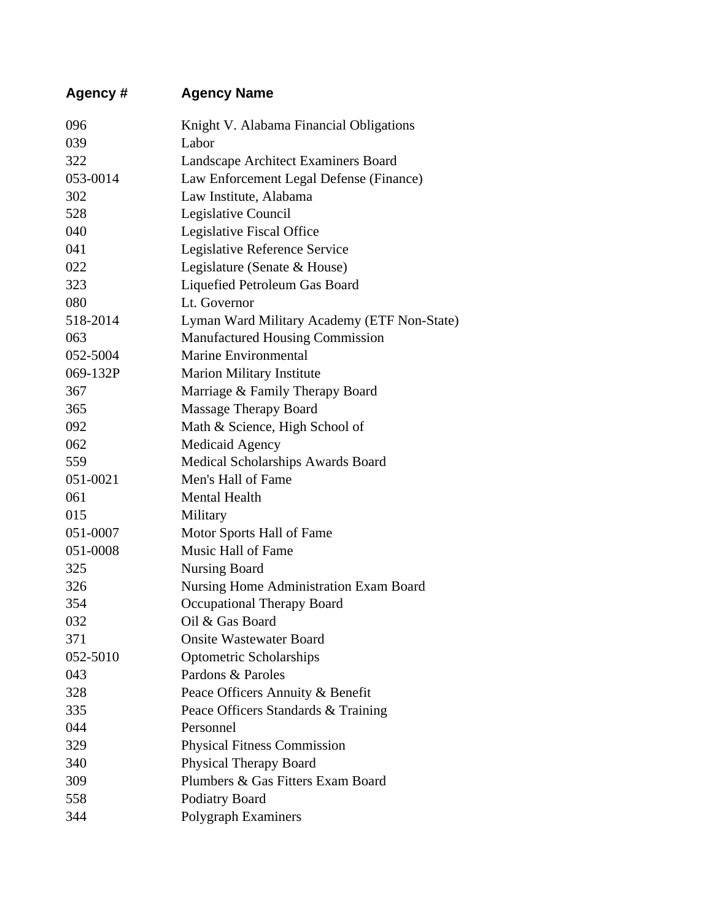| Agency # | Agency Name |
|---|---|
| 096 | Knight V. Alabama Financial Obligations |
| 039 | Labor |
| 322 | Landscape Architect Examiners Board |
| 053-0014 | Law Enforcement Legal Defense (Finance) |
| 302 | Law Institute, Alabama |
| 528 | Legislative Council |
| 040 | Legislative Fiscal Office |
| 041 | Legislative Reference Service |
| 022 | Legislature (Senate & House) |
| 323 | Liquefied Petroleum Gas Board |
| 080 | Lt. Governor |
| 518-2014 | Lyman Ward Military Academy (ETF Non-State) |
| 063 | Manufactured Housing Commission |
| 052-5004 | Marine Environmental |
| 069-132P | Marion Military Institute |
| 367 | Marriage & Family Therapy Board |
| 365 | Massage Therapy Board |
| 092 | Math & Science, High School of |
| 062 | Medicaid Agency |
| 559 | Medical Scholarships Awards Board |
| 051-0021 | Men's Hall of Fame |
| 061 | Mental Health |
| 015 | Military |
| 051-0007 | Motor Sports Hall of Fame |
| 051-0008 | Music Hall of Fame |
| 325 | Nursing Board |
| 326 | Nursing Home Administration Exam Board |
| 354 | Occupational Therapy Board |
| 032 | Oil & Gas Board |
| 371 | Onsite Wastewater Board |
| 052-5010 | Optometric Scholarships |
| 043 | Pardons & Paroles |
| 328 | Peace Officers Annuity & Benefit |
| 335 | Peace Officers Standards & Training |
| 044 | Personnel |
| 329 | Physical Fitness Commission |
| 340 | Physical Therapy Board |
| 309 | Plumbers & Gas Fitters Exam Board |
| 558 | Podiatry Board |
| 344 | Polygraph Examiners |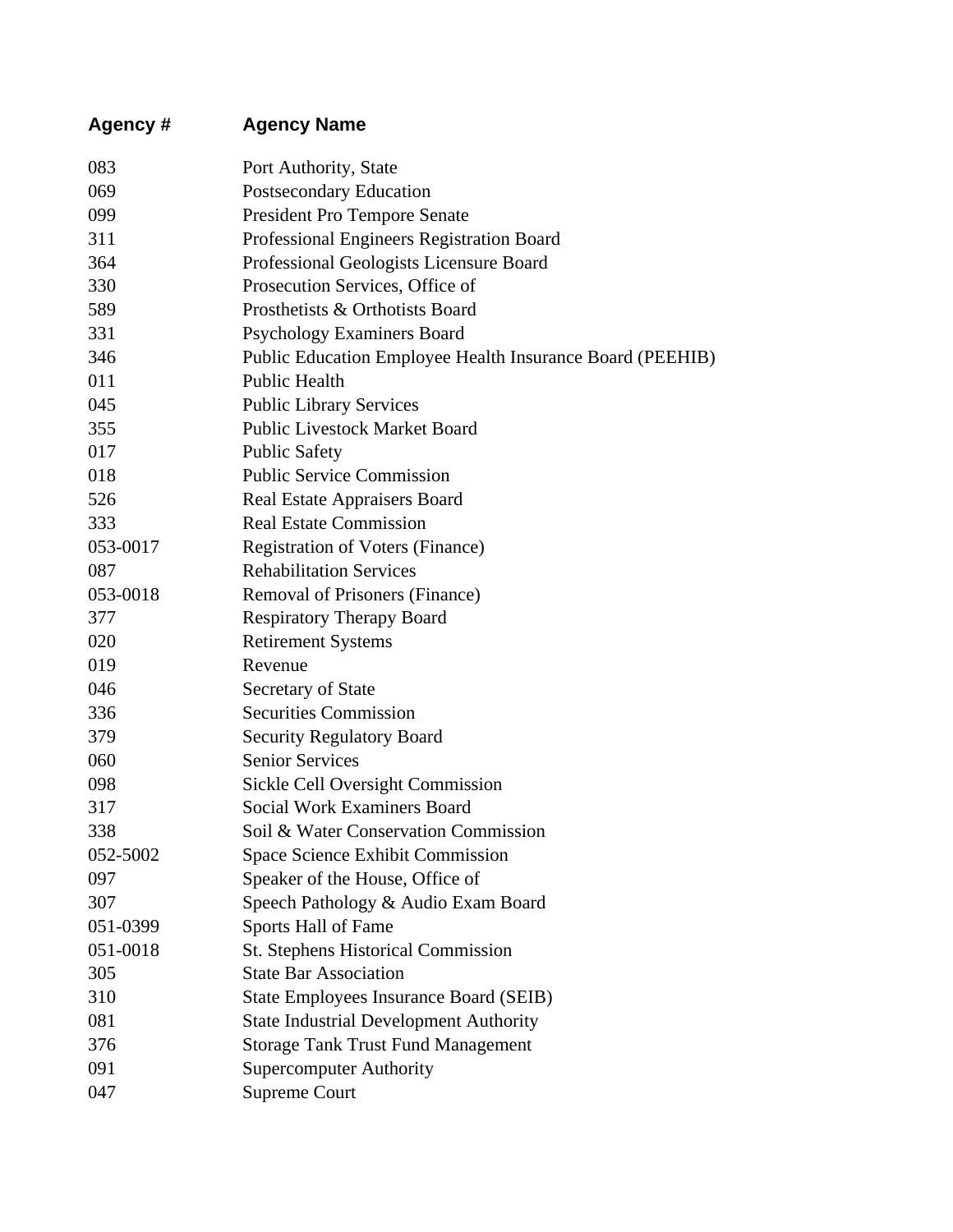| Agency # | Agency Name |
|---|---|
| 083 | Port Authority, State |
| 069 | Postsecondary Education |
| 099 | President Pro Tempore Senate |
| 311 | Professional Engineers Registration Board |
| 364 | Professional Geologists Licensure Board |
| 330 | Prosecution Services, Office of |
| 589 | Prosthetists & Orthotists Board |
| 331 | Psychology Examiners Board |
| 346 | Public Education Employee Health Insurance Board (PEEHIB) |
| 011 | Public Health |
| 045 | Public Library Services |
| 355 | Public Livestock Market Board |
| 017 | Public Safety |
| 018 | Public Service Commission |
| 526 | Real Estate Appraisers Board |
| 333 | Real Estate Commission |
| 053-0017 | Registration of Voters (Finance) |
| 087 | Rehabilitation Services |
| 053-0018 | Removal of Prisoners (Finance) |
| 377 | Respiratory Therapy Board |
| 020 | Retirement Systems |
| 019 | Revenue |
| 046 | Secretary of State |
| 336 | Securities Commission |
| 379 | Security Regulatory Board |
| 060 | Senior Services |
| 098 | Sickle Cell Oversight Commission |
| 317 | Social Work Examiners Board |
| 338 | Soil & Water Conservation Commission |
| 052-5002 | Space Science Exhibit Commission |
| 097 | Speaker of the House, Office of |
| 307 | Speech Pathology & Audio Exam Board |
| 051-0399 | Sports Hall of Fame |
| 051-0018 | St. Stephens Historical Commission |
| 305 | State Bar Association |
| 310 | State Employees Insurance Board (SEIB) |
| 081 | State Industrial Development Authority |
| 376 | Storage Tank Trust Fund Management |
| 091 | Supercomputer Authority |
| 047 | Supreme Court |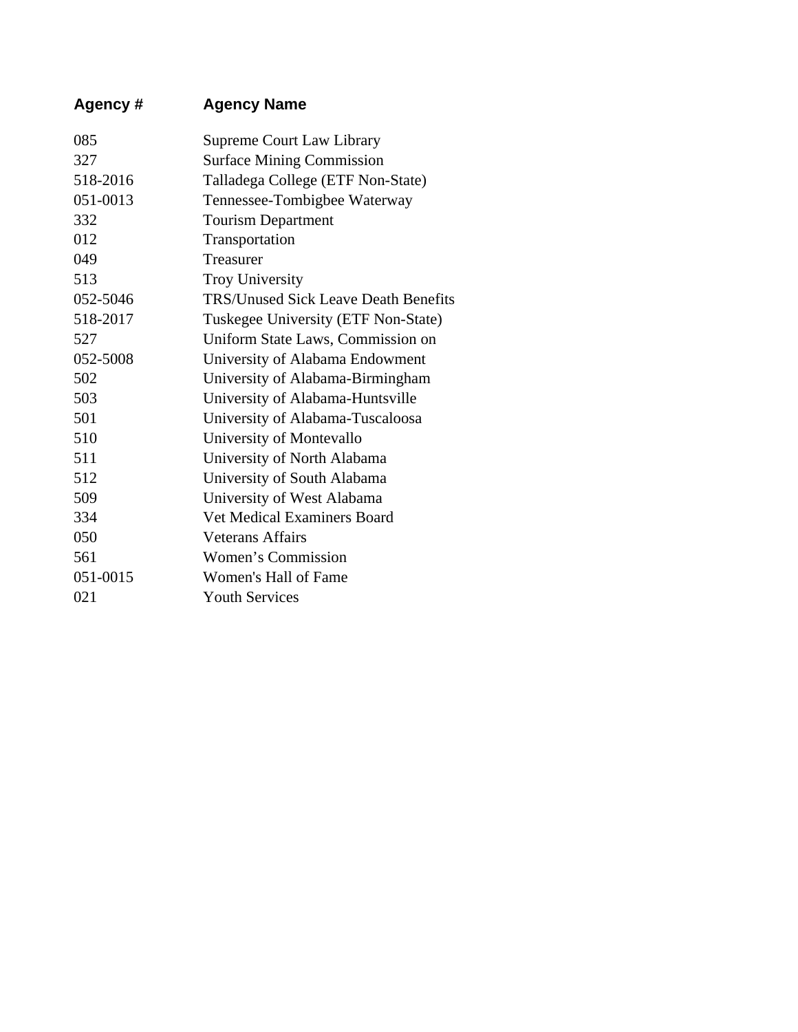| Agency # | Agency Name |
| --- | --- |
| 085 | Supreme Court Law Library |
| 327 | Surface Mining Commission |
| 518-2016 | Talladega College (ETF Non-State) |
| 051-0013 | Tennessee-Tombigbee Waterway |
| 332 | Tourism Department |
| 012 | Transportation |
| 049 | Treasurer |
| 513 | Troy University |
| 052-5046 | TRS/Unused Sick Leave Death Benefits |
| 518-2017 | Tuskegee University (ETF Non-State) |
| 527 | Uniform State Laws, Commission on |
| 052-5008 | University of Alabama Endowment |
| 502 | University of Alabama-Birmingham |
| 503 | University of Alabama-Huntsville |
| 501 | University of Alabama-Tuscaloosa |
| 510 | University of Montevallo |
| 511 | University of North Alabama |
| 512 | University of South Alabama |
| 509 | University of West Alabama |
| 334 | Vet Medical Examiners Board |
| 050 | Veterans Affairs |
| 561 | Women’s Commission |
| 051-0015 | Women's Hall of Fame |
| 021 | Youth Services |